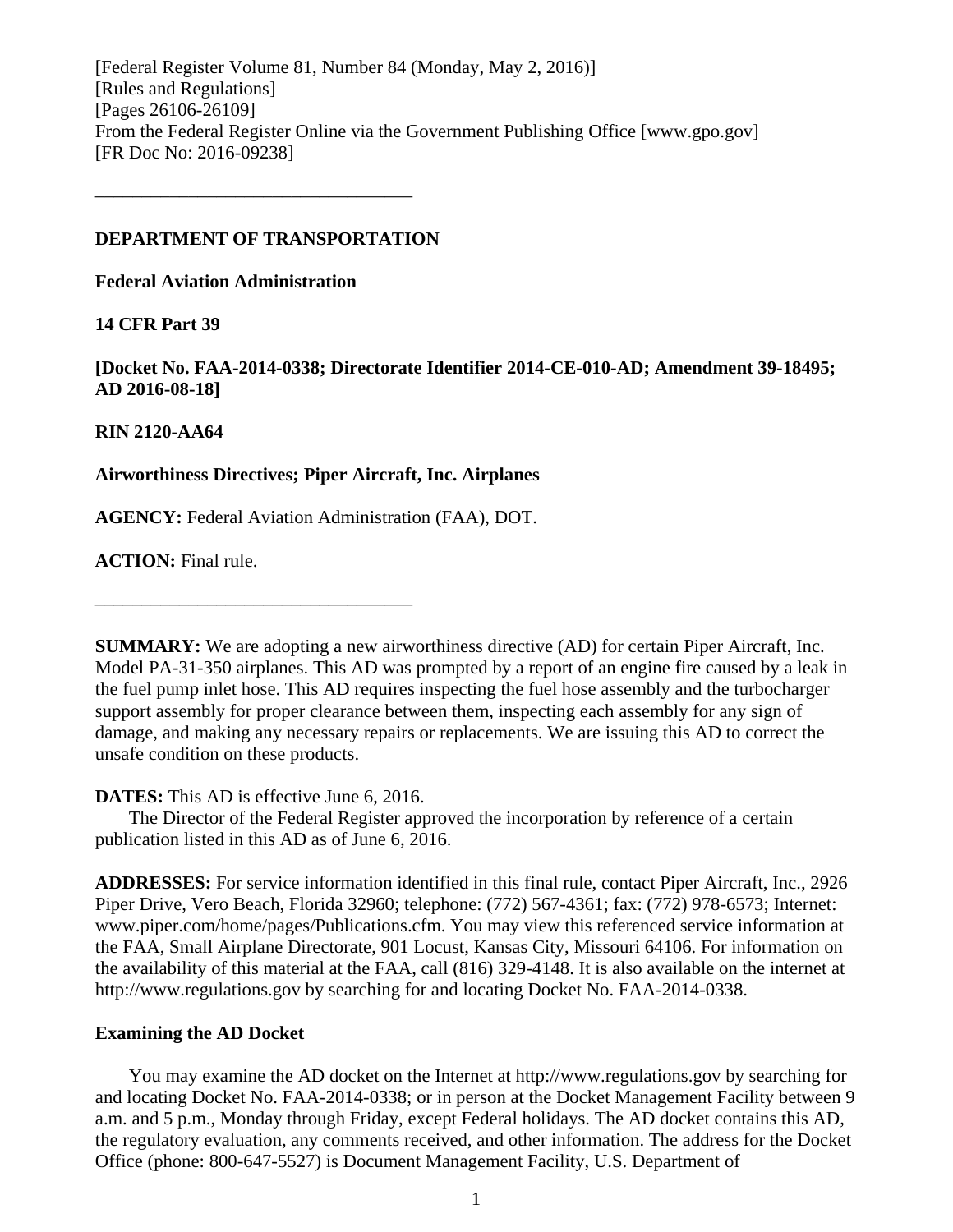[Federal Register Volume 81, Number 84 (Monday, May 2, 2016)]
[Rules and Regulations]
[Pages 26106-26109]
From the Federal Register Online via the Government Publishing Office [www.gpo.gov]
[FR Doc No: 2016-09238]

---

**DEPARTMENT OF TRANSPORTATION**

**Federal Aviation Administration**

**14 CFR Part 39**

**[Docket No. FAA-2014-0338; Directorate Identifier 2014-CE-010-AD; Amendment 39-18495; AD 2016-08-18]**

**RIN 2120-AA64**

**Airworthiness Directives; Piper Aircraft, Inc. Airplanes**

**AGENCY:** Federal Aviation Administration (FAA), DOT.

**ACTION:** Final rule.

---

**SUMMARY:** We are adopting a new airworthiness directive (AD) for certain Piper Aircraft, Inc. Model PA-31-350 airplanes. This AD was prompted by a report of an engine fire caused by a leak in the fuel pump inlet hose. This AD requires inspecting the fuel hose assembly and the turbocharger support assembly for proper clearance between them, inspecting each assembly for any sign of damage, and making any necessary repairs or replacements. We are issuing this AD to correct the unsafe condition on these products.

**DATES:** This AD is effective June 6, 2016.

The Director of the Federal Register approved the incorporation by reference of a certain publication listed in this AD as of June 6, 2016.

**ADDRESSES:** For service information identified in this final rule, contact Piper Aircraft, Inc., 2926 Piper Drive, Vero Beach, Florida 32960; telephone: (772) 567-4361; fax: (772) 978-6573; Internet: www.piper.com/home/pages/Publications.cfm. You may view this referenced service information at the FAA, Small Airplane Directorate, 901 Locust, Kansas City, Missouri 64106. For information on the availability of this material at the FAA, call (816) 329-4148. It is also available on the internet at http://www.regulations.gov by searching for and locating Docket No. FAA-2014-0338.

**Examining the AD Docket**

You may examine the AD docket on the Internet at http://www.regulations.gov by searching for and locating Docket No. FAA-2014-0338; or in person at the Docket Management Facility between 9 a.m. and 5 p.m., Monday through Friday, except Federal holidays. The AD docket contains this AD, the regulatory evaluation, any comments received, and other information. The address for the Docket Office (phone: 800-647-5527) is Document Management Facility, U.S. Department of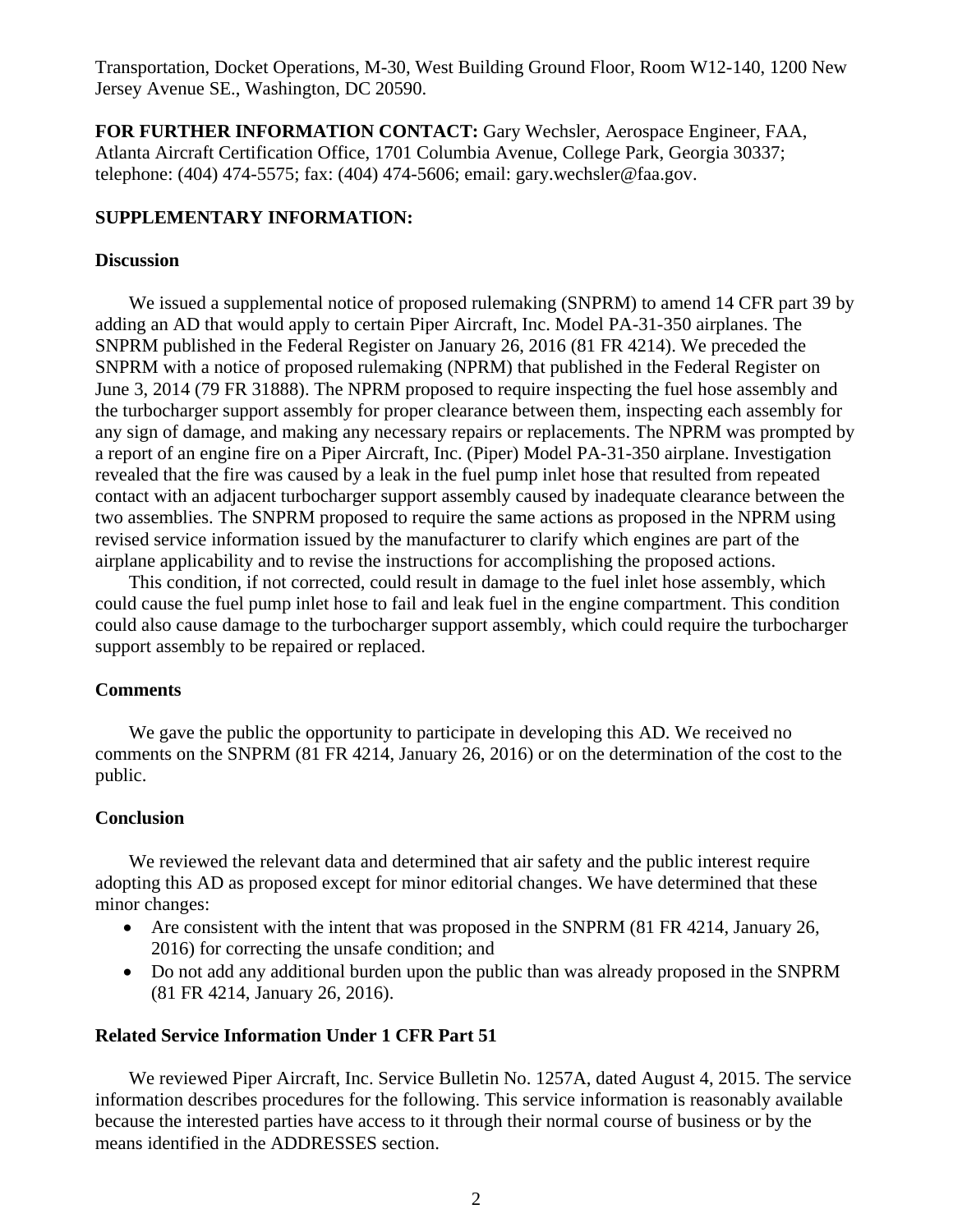Transportation, Docket Operations, M-30, West Building Ground Floor, Room W12-140, 1200 New Jersey Avenue SE., Washington, DC 20590.

**FOR FURTHER INFORMATION CONTACT:** Gary Wechsler, Aerospace Engineer, FAA, Atlanta Aircraft Certification Office, 1701 Columbia Avenue, College Park, Georgia 30337; telephone: (404) 474-5575; fax: (404) 474-5606; email: gary.wechsler@faa.gov.

**SUPPLEMENTARY INFORMATION:**

**Discussion**

We issued a supplemental notice of proposed rulemaking (SNPRM) to amend 14 CFR part 39 by adding an AD that would apply to certain Piper Aircraft, Inc. Model PA-31-350 airplanes. The SNPRM published in the Federal Register on January 26, 2016 (81 FR 4214). We preceded the SNPRM with a notice of proposed rulemaking (NPRM) that published in the Federal Register on June 3, 2014 (79 FR 31888). The NPRM proposed to require inspecting the fuel hose assembly and the turbocharger support assembly for proper clearance between them, inspecting each assembly for any sign of damage, and making any necessary repairs or replacements. The NPRM was prompted by a report of an engine fire on a Piper Aircraft, Inc. (Piper) Model PA-31-350 airplane. Investigation revealed that the fire was caused by a leak in the fuel pump inlet hose that resulted from repeated contact with an adjacent turbocharger support assembly caused by inadequate clearance between the two assemblies. The SNPRM proposed to require the same actions as proposed in the NPRM using revised service information issued by the manufacturer to clarify which engines are part of the airplane applicability and to revise the instructions for accomplishing the proposed actions.

This condition, if not corrected, could result in damage to the fuel inlet hose assembly, which could cause the fuel pump inlet hose to fail and leak fuel in the engine compartment. This condition could also cause damage to the turbocharger support assembly, which could require the turbocharger support assembly to be repaired or replaced.

**Comments**

We gave the public the opportunity to participate in developing this AD. We received no comments on the SNPRM (81 FR 4214, January 26, 2016) or on the determination of the cost to the public.

**Conclusion**

We reviewed the relevant data and determined that air safety and the public interest require adopting this AD as proposed except for minor editorial changes. We have determined that these minor changes:

- Are consistent with the intent that was proposed in the SNPRM (81 FR 4214, January 26, 2016) for correcting the unsafe condition; and
- Do not add any additional burden upon the public than was already proposed in the SNPRM (81 FR 4214, January 26, 2016).

**Related Service Information Under 1 CFR Part 51**

We reviewed Piper Aircraft, Inc. Service Bulletin No. 1257A, dated August 4, 2015. The service information describes procedures for the following. This service information is reasonably available because the interested parties have access to it through their normal course of business or by the means identified in the ADDRESSES section.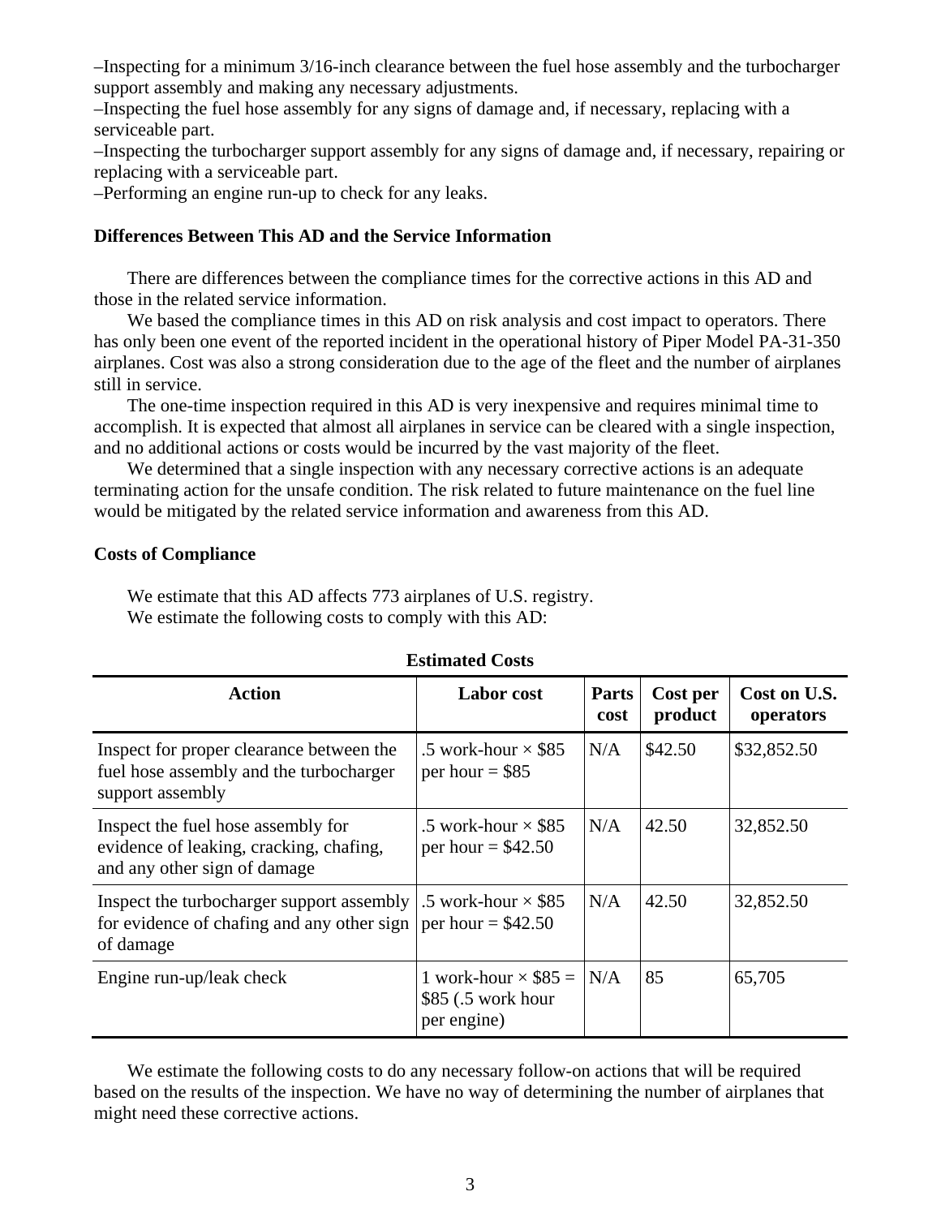–Inspecting for a minimum 3/16-inch clearance between the fuel hose assembly and the turbocharger support assembly and making any necessary adjustments.
–Inspecting the fuel hose assembly for any signs of damage and, if necessary, replacing with a serviceable part.
–Inspecting the turbocharger support assembly for any signs of damage and, if necessary, repairing or replacing with a serviceable part.
–Performing an engine run-up to check for any leaks.

**Differences Between This AD and the Service Information**

There are differences between the compliance times for the corrective actions in this AD and those in the related service information.

We based the compliance times in this AD on risk analysis and cost impact to operators. There has only been one event of the reported incident in the operational history of Piper Model PA-31-350 airplanes. Cost was also a strong consideration due to the age of the fleet and the number of airplanes still in service.

The one-time inspection required in this AD is very inexpensive and requires minimal time to accomplish. It is expected that almost all airplanes in service can be cleared with a single inspection, and no additional actions or costs would be incurred by the vast majority of the fleet.

We determined that a single inspection with any necessary corrective actions is an adequate terminating action for the unsafe condition. The risk related to future maintenance on the fuel line would be mitigated by the related service information and awareness from this AD.

**Costs of Compliance**

We estimate that this AD affects 773 airplanes of U.S. registry.
We estimate the following costs to comply with this AD:

**Estimated Costs**

| Action | Labor cost | Parts cost | Cost per product | Cost on U.S. operators |
|---|---|---|---|---|
| Inspect for proper clearance between the fuel hose assembly and the turbocharger support assembly | .5 work-hour × $85 per hour = $85 | N/A | $42.50 | $32,852.50 |
| Inspect the fuel hose assembly for evidence of leaking, cracking, chafing, and any other sign of damage | .5 work-hour × $85 per hour = $42.50 | N/A | 42.50 | 32,852.50 |
| Inspect the turbocharger support assembly for evidence of chafing and any other sign of damage | .5 work-hour × $85 per hour = $42.50 | N/A | 42.50 | 32,852.50 |
| Engine run-up/leak check | 1 work-hour × $85 = $85 (.5 work hour per engine) | N/A | 85 | 65,705 |

We estimate the following costs to do any necessary follow-on actions that will be required based on the results of the inspection. We have no way of determining the number of airplanes that might need these corrective actions.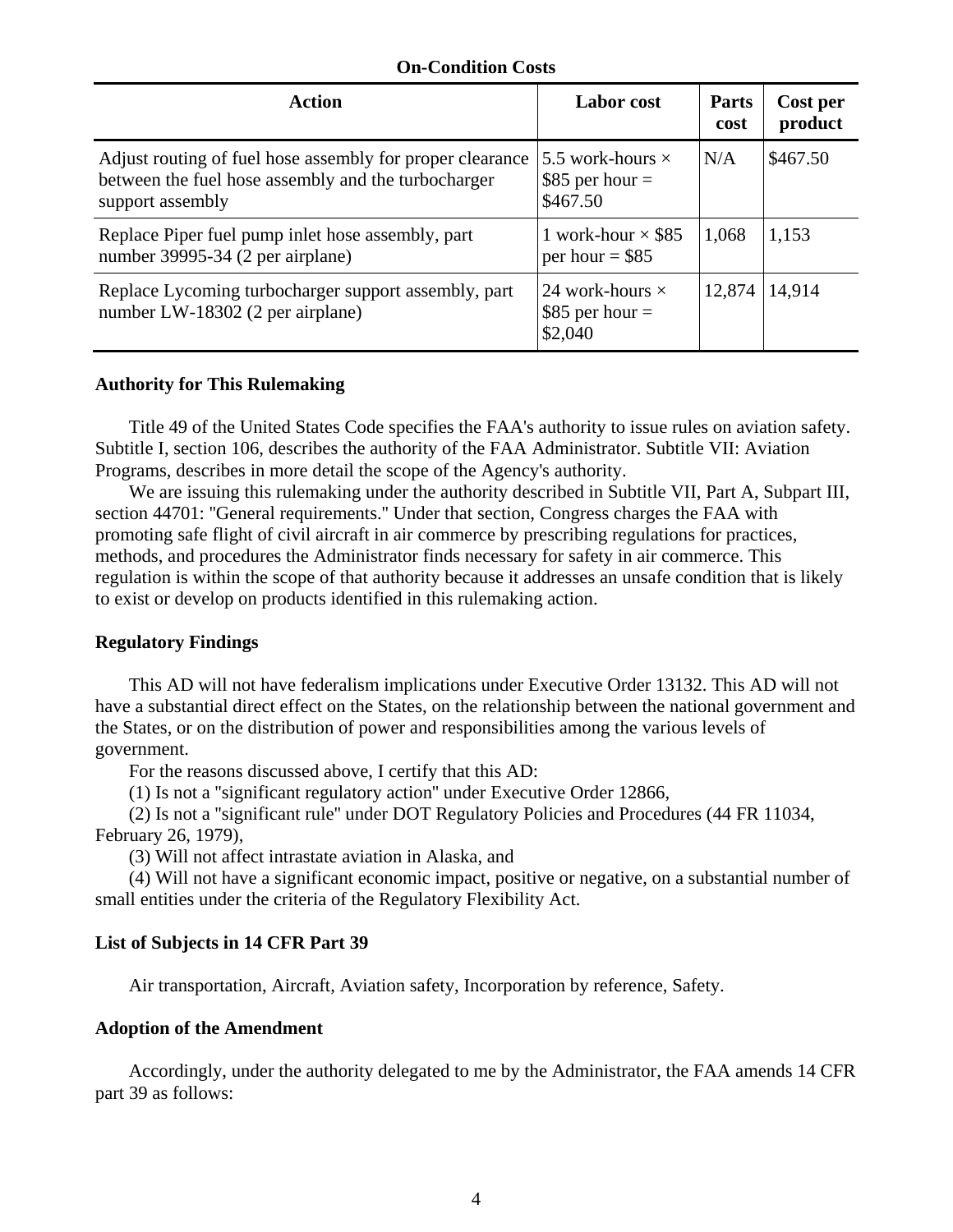**On-Condition Costs**

| Action | Labor cost | Parts cost | Cost per product |
|---|---|---|---|
| Adjust routing of fuel hose assembly for proper clearance between the fuel hose assembly and the turbocharger support assembly | 5.5 work-hours × $85 per hour = $467.50 | N/A | $467.50 |
| Replace Piper fuel pump inlet hose assembly, part number 39995-34 (2 per airplane) | 1 work-hour × $85 per hour = $85 | 1,068 | 1,153 |
| Replace Lycoming turbocharger support assembly, part number LW-18302 (2 per airplane) | 24 work-hours × $85 per hour = $2,040 | 12,874 | 14,914 |

### Authority for This Rulemaking

Title 49 of the United States Code specifies the FAA's authority to issue rules on aviation safety. Subtitle I, section 106, describes the authority of the FAA Administrator. Subtitle VII: Aviation Programs, describes in more detail the scope of the Agency's authority.

We are issuing this rulemaking under the authority described in Subtitle VII, Part A, Subpart III, section 44701: "General requirements." Under that section, Congress charges the FAA with promoting safe flight of civil aircraft in air commerce by prescribing regulations for practices, methods, and procedures the Administrator finds necessary for safety in air commerce. This regulation is within the scope of that authority because it addresses an unsafe condition that is likely to exist or develop on products identified in this rulemaking action.

### Regulatory Findings

This AD will not have federalism implications under Executive Order 13132. This AD will not have a substantial direct effect on the States, on the relationship between the national government and the States, or on the distribution of power and responsibilities among the various levels of government.

For the reasons discussed above, I certify that this AD:

(1) Is not a "significant regulatory action" under Executive Order 12866,

(2) Is not a "significant rule" under DOT Regulatory Policies and Procedures (44 FR 11034, February 26, 1979),

(3) Will not affect intrastate aviation in Alaska, and

(4) Will not have a significant economic impact, positive or negative, on a substantial number of small entities under the criteria of the Regulatory Flexibility Act.

### List of Subjects in 14 CFR Part 39

Air transportation, Aircraft, Aviation safety, Incorporation by reference, Safety.

### Adoption of the Amendment

Accordingly, under the authority delegated to me by the Administrator, the FAA amends 14 CFR part 39 as follows: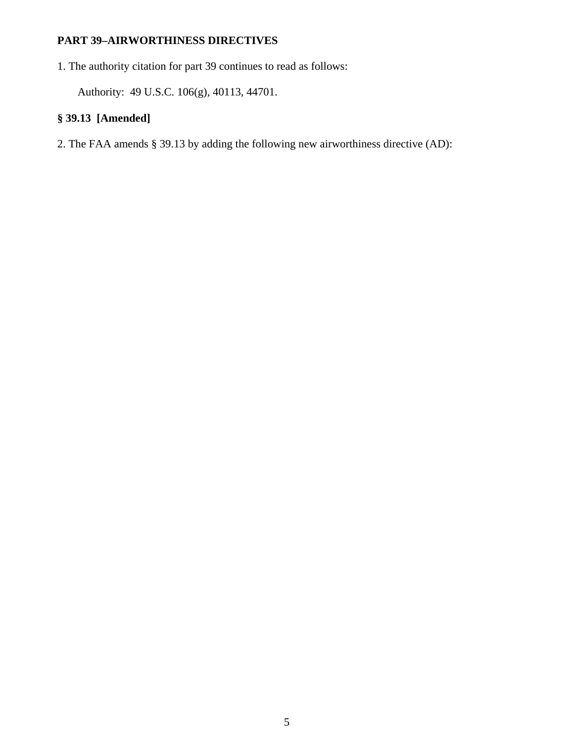**PART 39–AIRWORTHINESS DIRECTIVES**

1. The authority citation for part 39 continues to read as follows:

Authority: 49 U.S.C. 106(g), 40113, 44701.

**§ 39.13 [Amended]**

2. The FAA amends § 39.13 by adding the following new airworthiness directive (AD):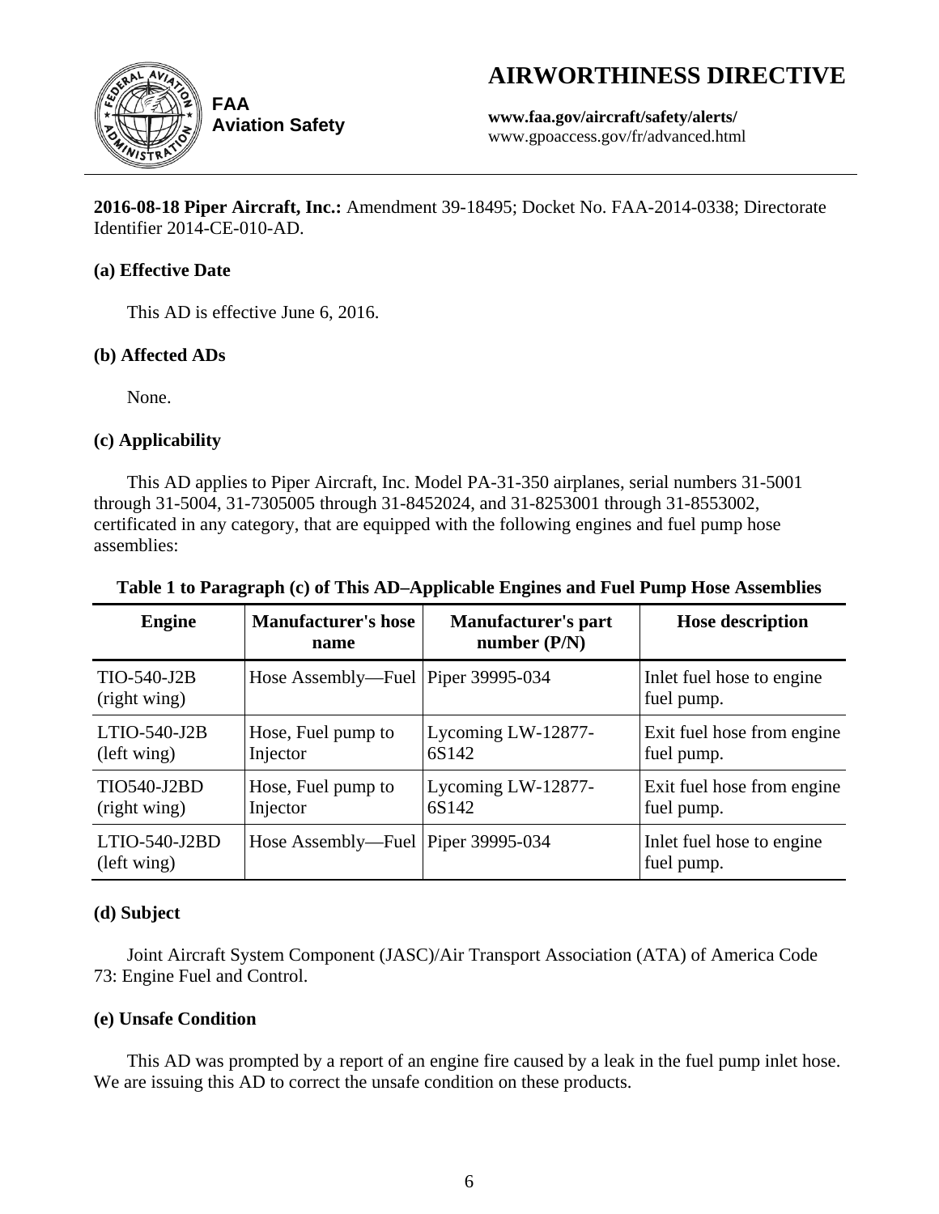# AIRWORTHINESS DIRECTIVE

FAA
Aviation Safety

**www.faa.gov/aircraft/safety/alerts/**
www.gpoaccess.gov/fr/advanced.html

**2016-08-18 Piper Aircraft, Inc.:** Amendment 39-18495; Docket No. FAA-2014-0338; Directorate Identifier 2014-CE-010-AD.

### (a) Effective Date

This AD is effective June 6, 2016.

### (b) Affected ADs

None.

### (c) Applicability

This AD applies to Piper Aircraft, Inc. Model PA-31-350 airplanes, serial numbers 31-5001 through 31-5004, 31-7305005 through 31-8452024, and 31-8253001 through 31-8553002, certificated in any category, that are equipped with the following engines and fuel pump hose assemblies:

**Table 1 to Paragraph (c) of This AD–Applicable Engines and Fuel Pump Hose Assemblies**

| Engine | Manufacturer's hose name | Manufacturer's part number (P/N) | Hose description |
|---|---|---|---|
| TIO-540-J2B (right wing) | Hose Assembly—Fuel | Piper 39995-034 | Inlet fuel hose to engine fuel pump. |
| LTIO-540-J2B (left wing) | Hose, Fuel pump to Injector | Lycoming LW-12877-6S142 | Exit fuel hose from engine fuel pump. |
| TIO540-J2BD (right wing) | Hose, Fuel pump to Injector | Lycoming LW-12877-6S142 | Exit fuel hose from engine fuel pump. |
| LTIO-540-J2BD (left wing) | Hose Assembly—Fuel | Piper 39995-034 | Inlet fuel hose to engine fuel pump. |

### (d) Subject

Joint Aircraft System Component (JASC)/Air Transport Association (ATA) of America Code 73: Engine Fuel and Control.

### (e) Unsafe Condition

This AD was prompted by a report of an engine fire caused by a leak in the fuel pump inlet hose. We are issuing this AD to correct the unsafe condition on these products.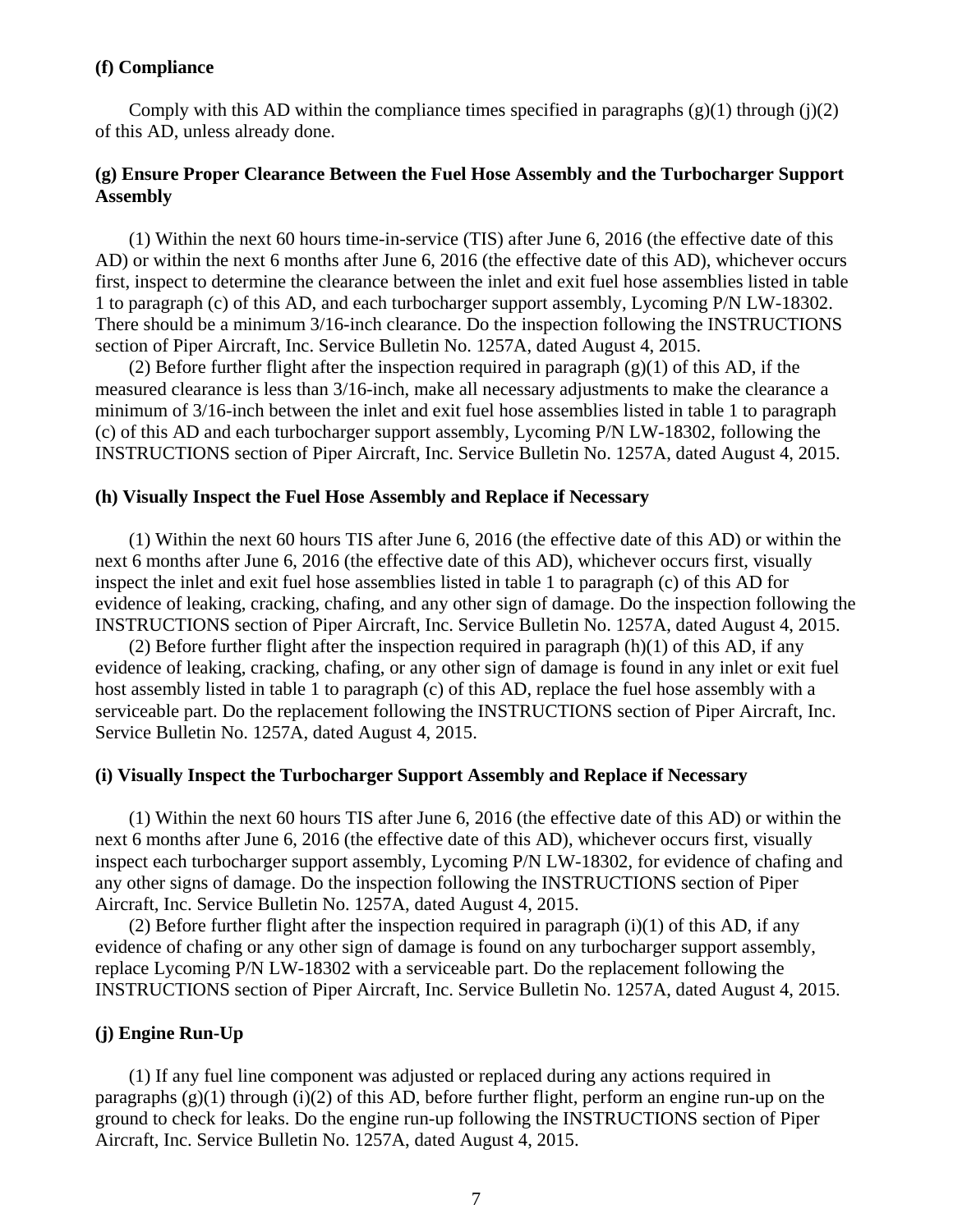**(f) Compliance**

Comply with this AD within the compliance times specified in paragraphs (g)(1) through (j)(2) of this AD, unless already done.

**(g) Ensure Proper Clearance Between the Fuel Hose Assembly and the Turbocharger Support Assembly**

(1) Within the next 60 hours time-in-service (TIS) after June 6, 2016 (the effective date of this AD) or within the next 6 months after June 6, 2016 (the effective date of this AD), whichever occurs first, inspect to determine the clearance between the inlet and exit fuel hose assemblies listed in table 1 to paragraph (c) of this AD, and each turbocharger support assembly, Lycoming P/N LW-18302. There should be a minimum 3/16-inch clearance. Do the inspection following the INSTRUCTIONS section of Piper Aircraft, Inc. Service Bulletin No. 1257A, dated August 4, 2015.

(2) Before further flight after the inspection required in paragraph (g)(1) of this AD, if the measured clearance is less than 3/16-inch, make all necessary adjustments to make the clearance a minimum of 3/16-inch between the inlet and exit fuel hose assemblies listed in table 1 to paragraph (c) of this AD and each turbocharger support assembly, Lycoming P/N LW-18302, following the INSTRUCTIONS section of Piper Aircraft, Inc. Service Bulletin No. 1257A, dated August 4, 2015.

**(h) Visually Inspect the Fuel Hose Assembly and Replace if Necessary**

(1) Within the next 60 hours TIS after June 6, 2016 (the effective date of this AD) or within the next 6 months after June 6, 2016 (the effective date of this AD), whichever occurs first, visually inspect the inlet and exit fuel hose assemblies listed in table 1 to paragraph (c) of this AD for evidence of leaking, cracking, chafing, and any other sign of damage. Do the inspection following the INSTRUCTIONS section of Piper Aircraft, Inc. Service Bulletin No. 1257A, dated August 4, 2015.

(2) Before further flight after the inspection required in paragraph (h)(1) of this AD, if any evidence of leaking, cracking, chafing, or any other sign of damage is found in any inlet or exit fuel host assembly listed in table 1 to paragraph (c) of this AD, replace the fuel hose assembly with a serviceable part. Do the replacement following the INSTRUCTIONS section of Piper Aircraft, Inc. Service Bulletin No. 1257A, dated August 4, 2015.

**(i) Visually Inspect the Turbocharger Support Assembly and Replace if Necessary**

(1) Within the next 60 hours TIS after June 6, 2016 (the effective date of this AD) or within the next 6 months after June 6, 2016 (the effective date of this AD), whichever occurs first, visually inspect each turbocharger support assembly, Lycoming P/N LW-18302, for evidence of chafing and any other signs of damage. Do the inspection following the INSTRUCTIONS section of Piper Aircraft, Inc. Service Bulletin No. 1257A, dated August 4, 2015.

(2) Before further flight after the inspection required in paragraph (i)(1) of this AD, if any evidence of chafing or any other sign of damage is found on any turbocharger support assembly, replace Lycoming P/N LW-18302 with a serviceable part. Do the replacement following the INSTRUCTIONS section of Piper Aircraft, Inc. Service Bulletin No. 1257A, dated August 4, 2015.

**(j) Engine Run-Up**

(1) If any fuel line component was adjusted or replaced during any actions required in paragraphs (g)(1) through (i)(2) of this AD, before further flight, perform an engine run-up on the ground to check for leaks. Do the engine run-up following the INSTRUCTIONS section of Piper Aircraft, Inc. Service Bulletin No. 1257A, dated August 4, 2015.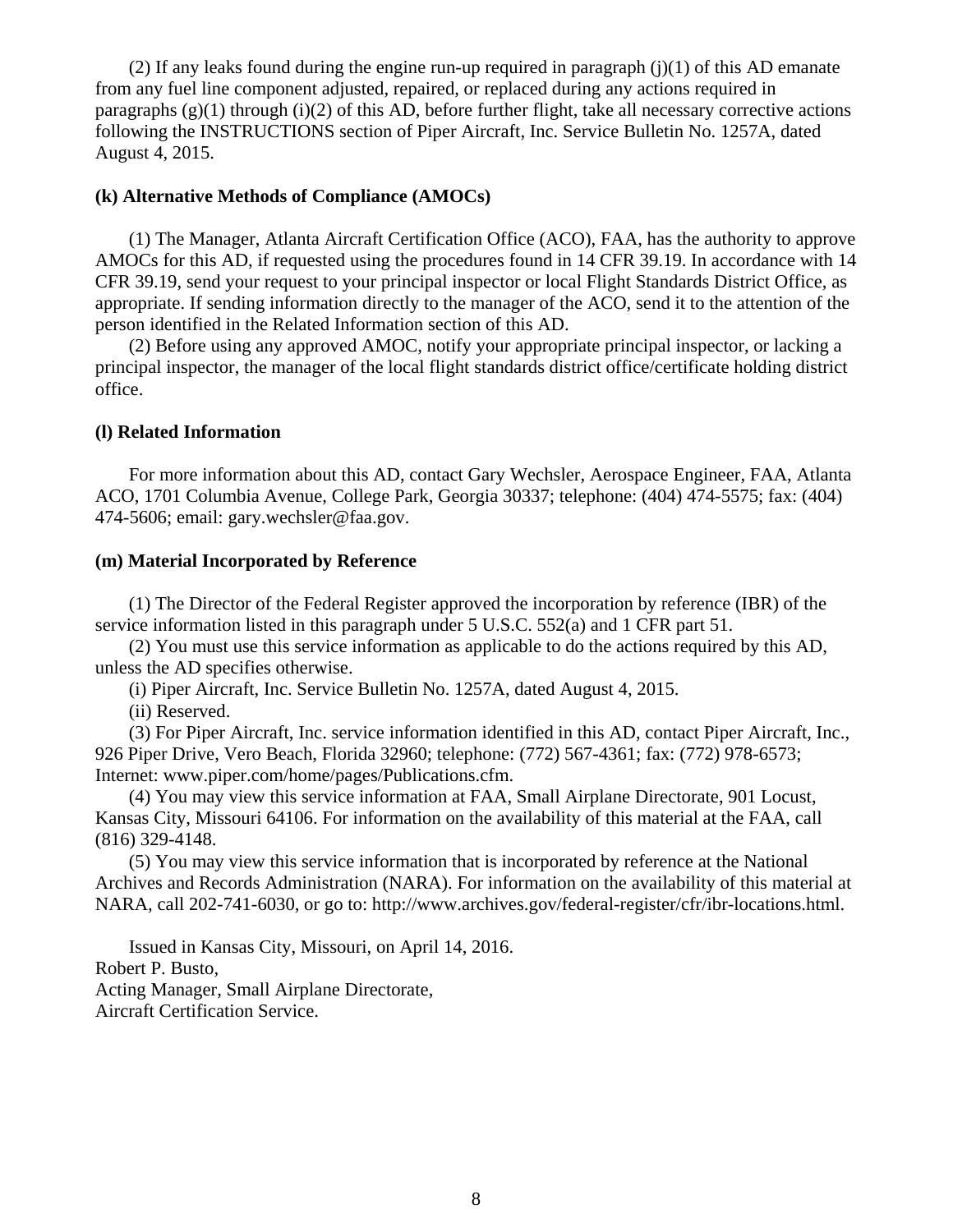(2) If any leaks found during the engine run-up required in paragraph (j)(1) of this AD emanate from any fuel line component adjusted, repaired, or replaced during any actions required in paragraphs (g)(1) through (i)(2) of this AD, before further flight, take all necessary corrective actions following the INSTRUCTIONS section of Piper Aircraft, Inc. Service Bulletin No. 1257A, dated August 4, 2015.

**(k) Alternative Methods of Compliance (AMOCs)**

(1) The Manager, Atlanta Aircraft Certification Office (ACO), FAA, has the authority to approve AMOCs for this AD, if requested using the procedures found in 14 CFR 39.19. In accordance with 14 CFR 39.19, send your request to your principal inspector or local Flight Standards District Office, as appropriate. If sending information directly to the manager of the ACO, send it to the attention of the person identified in the Related Information section of this AD.

(2) Before using any approved AMOC, notify your appropriate principal inspector, or lacking a principal inspector, the manager of the local flight standards district office/certificate holding district office.

**(l) Related Information**

For more information about this AD, contact Gary Wechsler, Aerospace Engineer, FAA, Atlanta ACO, 1701 Columbia Avenue, College Park, Georgia 30337; telephone: (404) 474-5575; fax: (404) 474-5606; email: gary.wechsler@faa.gov.

**(m) Material Incorporated by Reference**

(1) The Director of the Federal Register approved the incorporation by reference (IBR) of the service information listed in this paragraph under 5 U.S.C. 552(a) and 1 CFR part 51.

(2) You must use this service information as applicable to do the actions required by this AD, unless the AD specifies otherwise.

(i) Piper Aircraft, Inc. Service Bulletin No. 1257A, dated August 4, 2015.

(ii) Reserved.

(3) For Piper Aircraft, Inc. service information identified in this AD, contact Piper Aircraft, Inc., 926 Piper Drive, Vero Beach, Florida 32960; telephone: (772) 567-4361; fax: (772) 978-6573; Internet: www.piper.com/home/pages/Publications.cfm.

(4) You may view this service information at FAA, Small Airplane Directorate, 901 Locust, Kansas City, Missouri 64106. For information on the availability of this material at the FAA, call (816) 329-4148.

(5) You may view this service information that is incorporated by reference at the National Archives and Records Administration (NARA). For information on the availability of this material at NARA, call 202-741-6030, or go to: http://www.archives.gov/federal-register/cfr/ibr-locations.html.

Issued in Kansas City, Missouri, on April 14, 2016.
Robert P. Busto,
Acting Manager, Small Airplane Directorate,
Aircraft Certification Service.